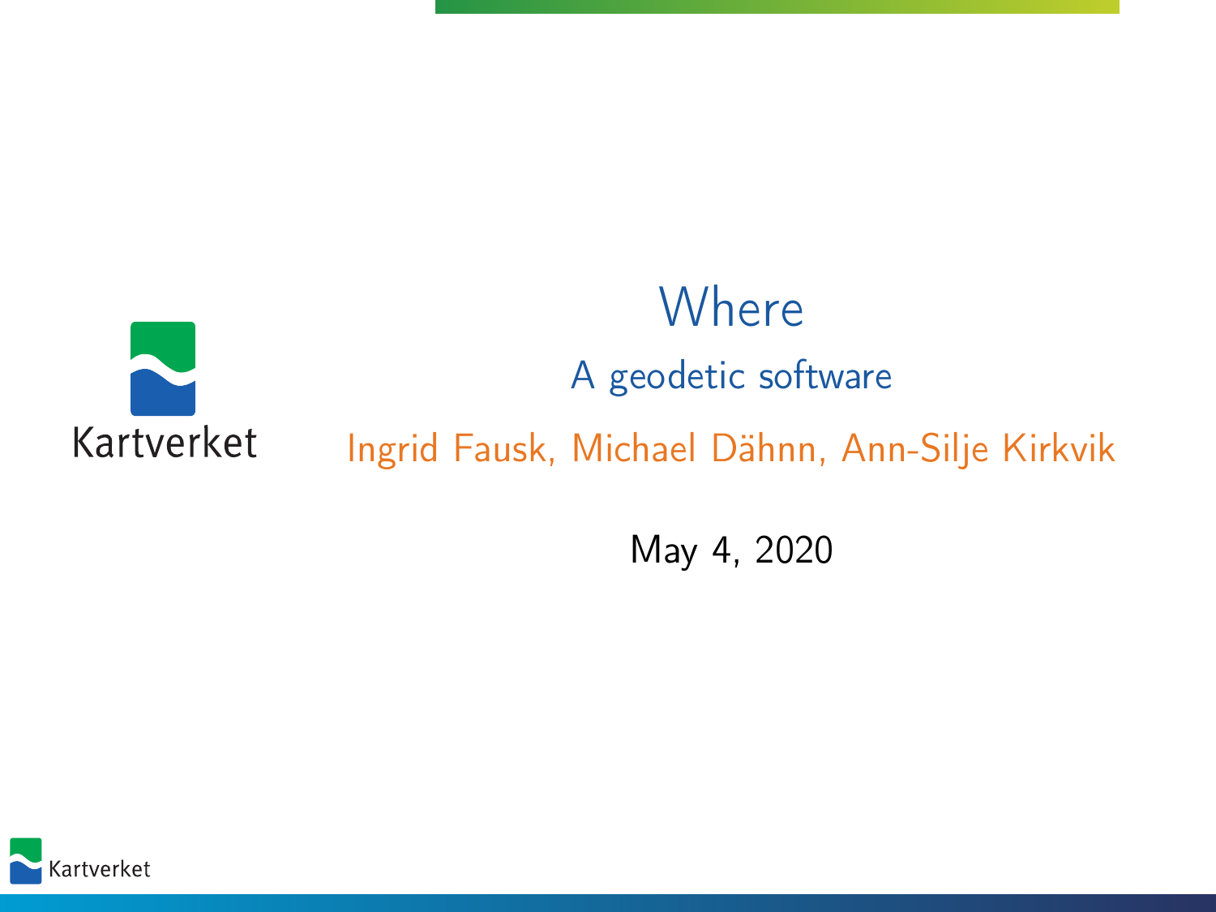# Where

## A geodetic software

Ingrid Fausk, Michael Dähnn, Ann-Silje Kirkvik

May 4, 2020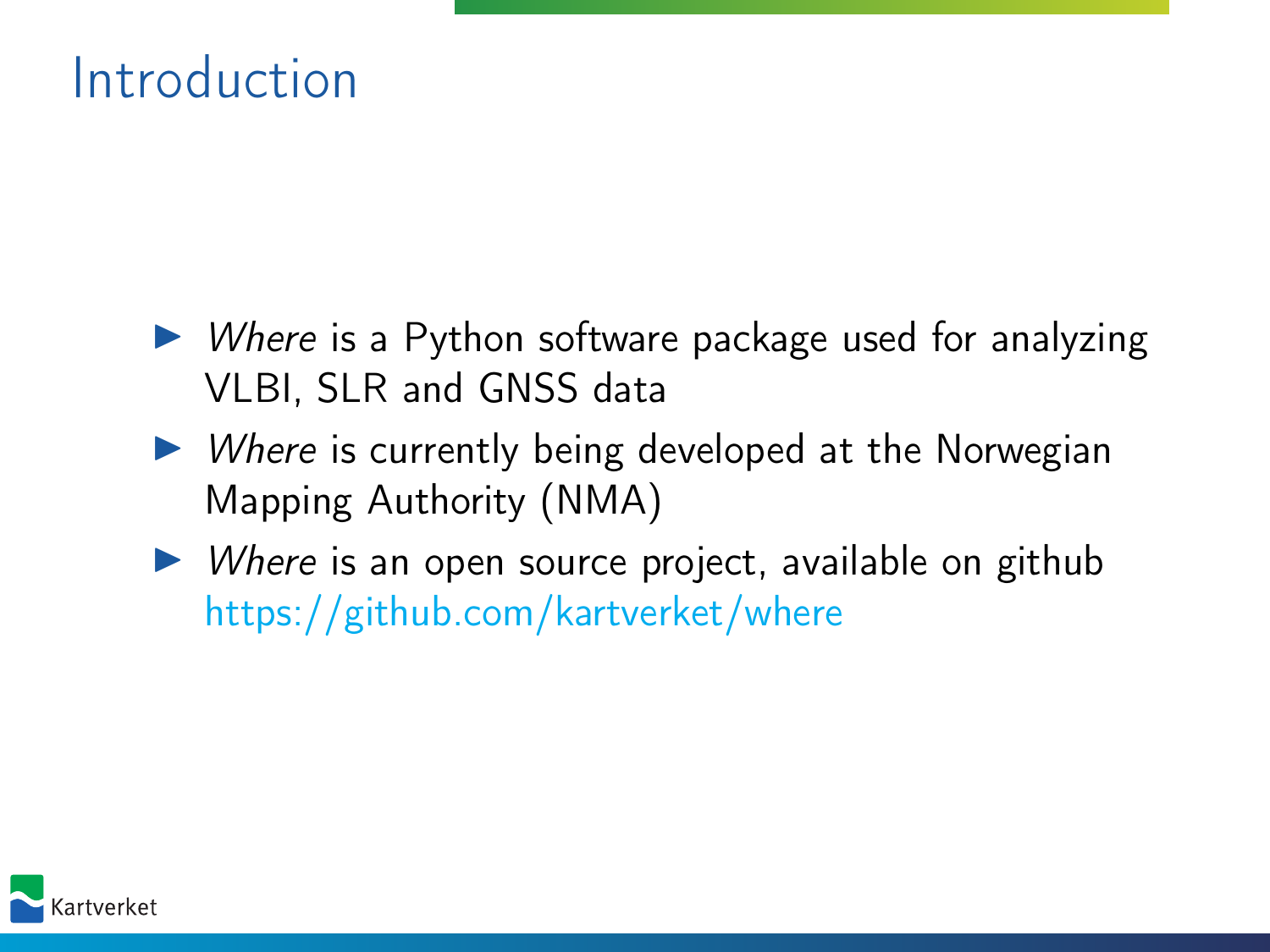# Introduction

- *Where* is a Python software package used for analyzing VLBI, SLR and GNSS data
- *Where* is currently being developed at the Norwegian Mapping Authority (NMA)
- *Where* is an open source project, available on github https://github.com/kartverket/where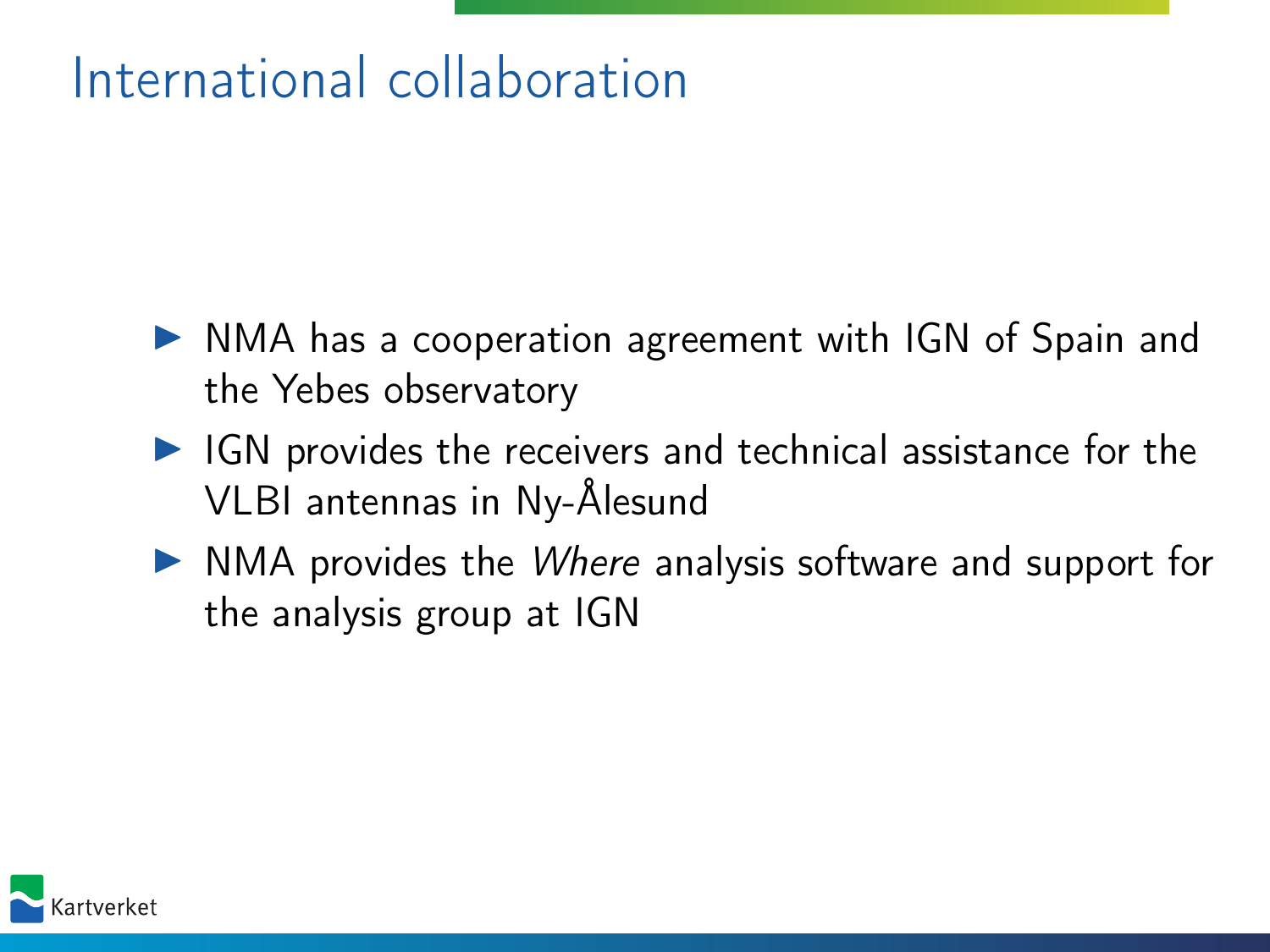# International collaboration

- NMA has a cooperation agreement with IGN of Spain and the Yebes observatory
- IGN provides the receivers and technical assistance for the VLBI antennas in Ny-Ålesund
- NMA provides the *Where* analysis software and support for the analysis group at IGN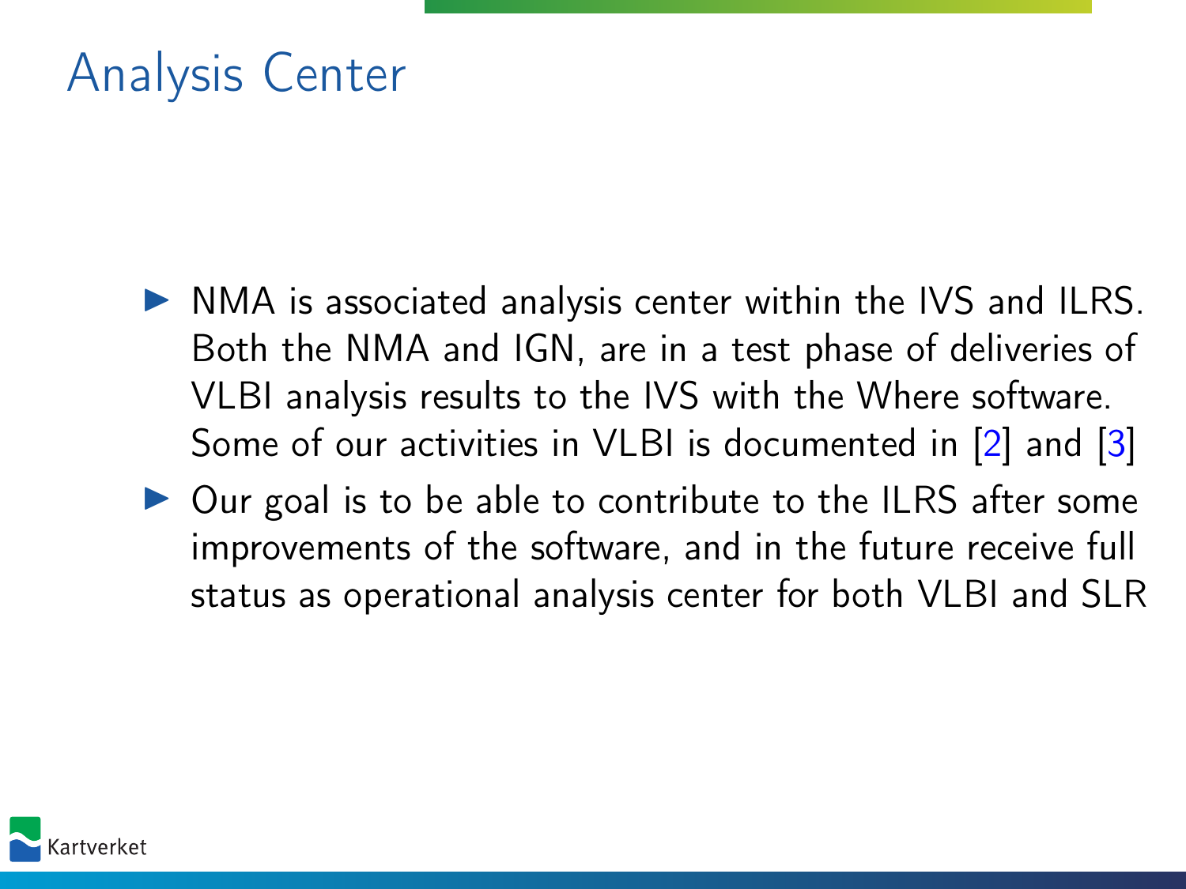# Analysis Center

- NMA is associated analysis center within the IVS and ILRS. Both the NMA and IGN, are in a test phase of deliveries of VLBI analysis results to the IVS with the Where software. Some of our activities in VLBI is documented in [2] and [3]
- Our goal is to be able to contribute to the ILRS after some improvements of the software, and in the future receive full status as operational analysis center for both VLBI and SLR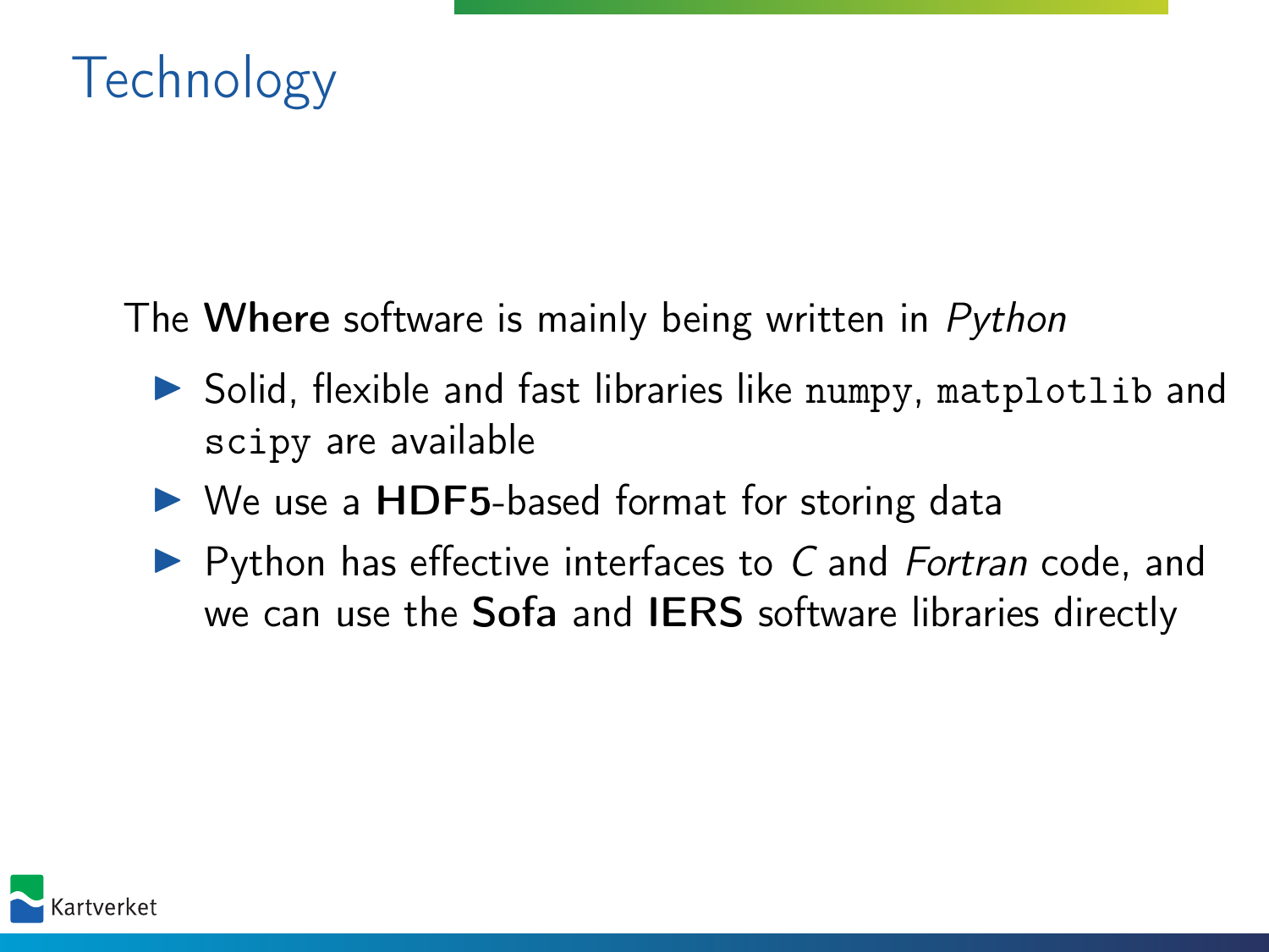# Technology

The **Where** software is mainly being written in *Python*

- Solid, flexible and fast libraries like `numpy`, `matplotlib` and `scipy` are available
- We use a **HDF5**-based format for storing data
- Python has effective interfaces to *C* and *Fortran* code, and we can use the **Sofa** and **IERS** software libraries directly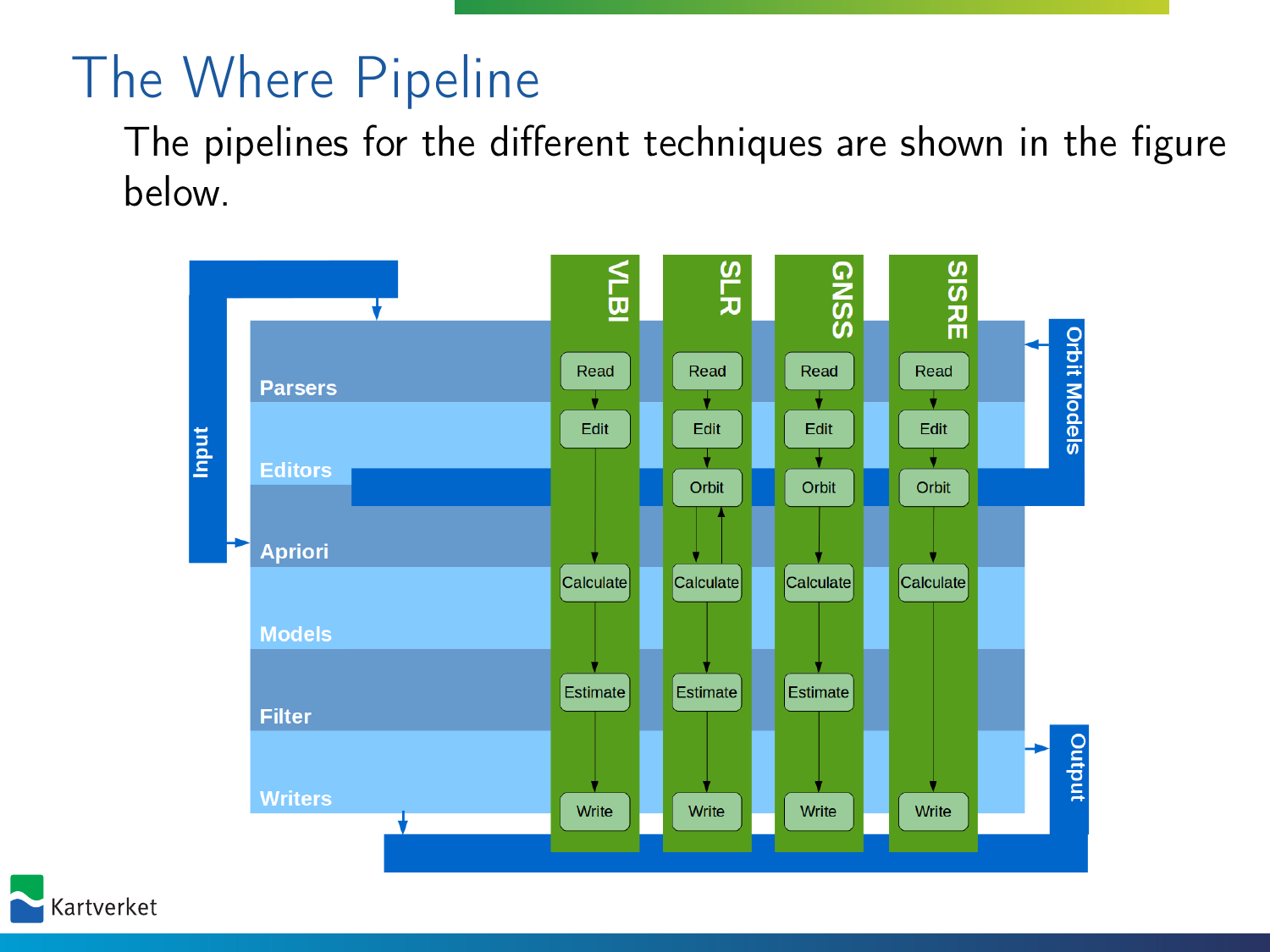# The Where Pipeline

The pipelines for the different techniques are shown in the figure below.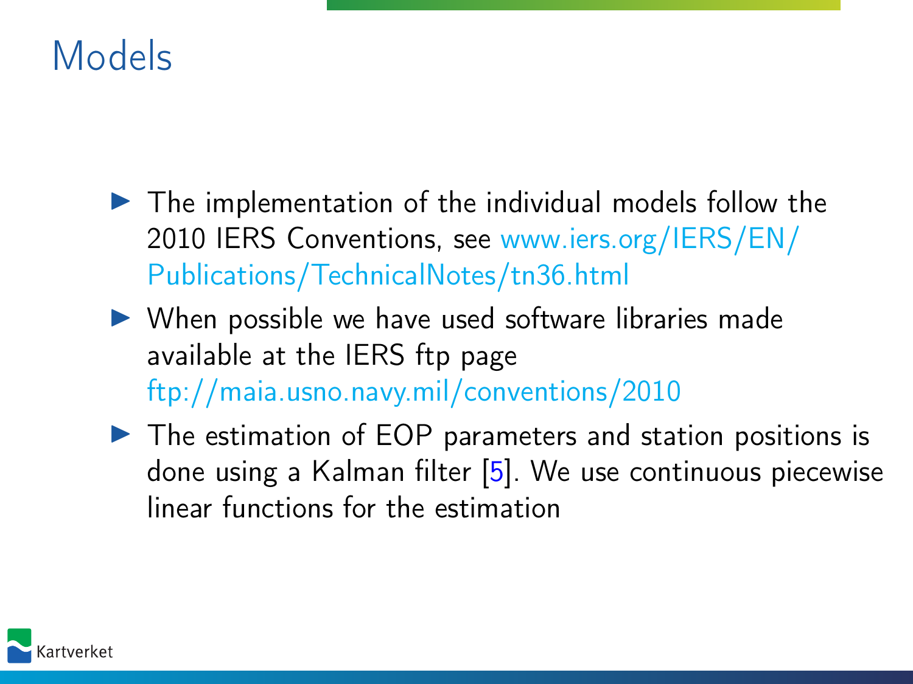# Models

- The implementation of the individual models follow the 2010 IERS Conventions, see www.iers.org/IERS/EN/Publications/TechnicalNotes/tn36.html
- When possible we have used software libraries made available at the IERS ftp page ftp://maia.usno.navy.mil/conventions/2010
- The estimation of EOP parameters and station positions is done using a Kalman filter [5]. We use continuous piecewise linear functions for the estimation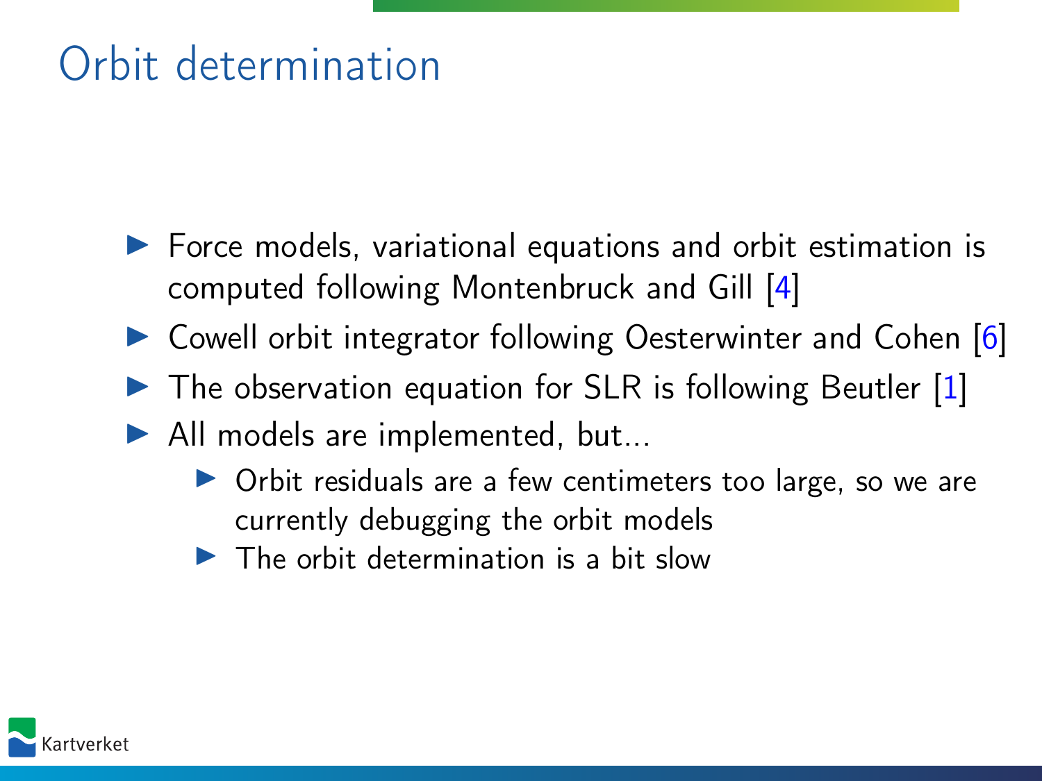# Orbit determination

- Force models, variational equations and orbit estimation is computed following Montenbruck and Gill [4]
- Cowell orbit integrator following Oesterwinter and Cohen [6]
- The observation equation for SLR is following Beutler [1]
- All models are implemented, but...
  - Orbit residuals are a few centimeters too large, so we are currently debugging the orbit models
  - The orbit determination is a bit slow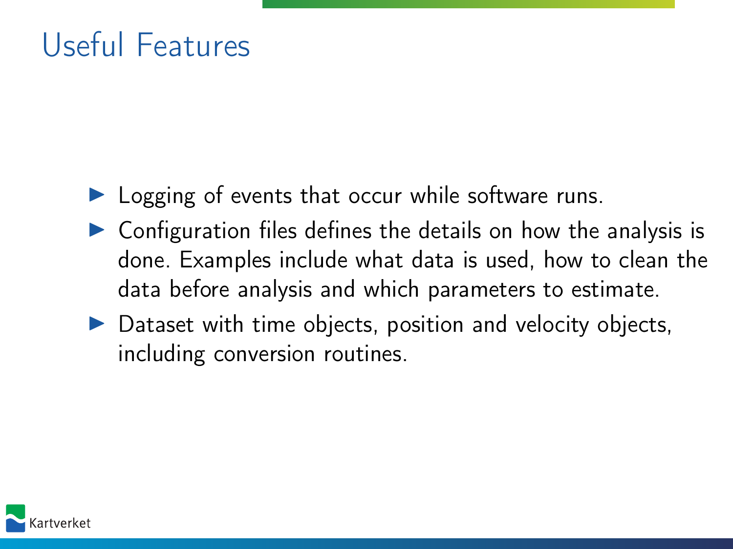# Useful Features

- Logging of events that occur while software runs.
- Configuration files defines the details on how the analysis is done. Examples include what data is used, how to clean the data before analysis and which parameters to estimate.
- Dataset with time objects, position and velocity objects, including conversion routines.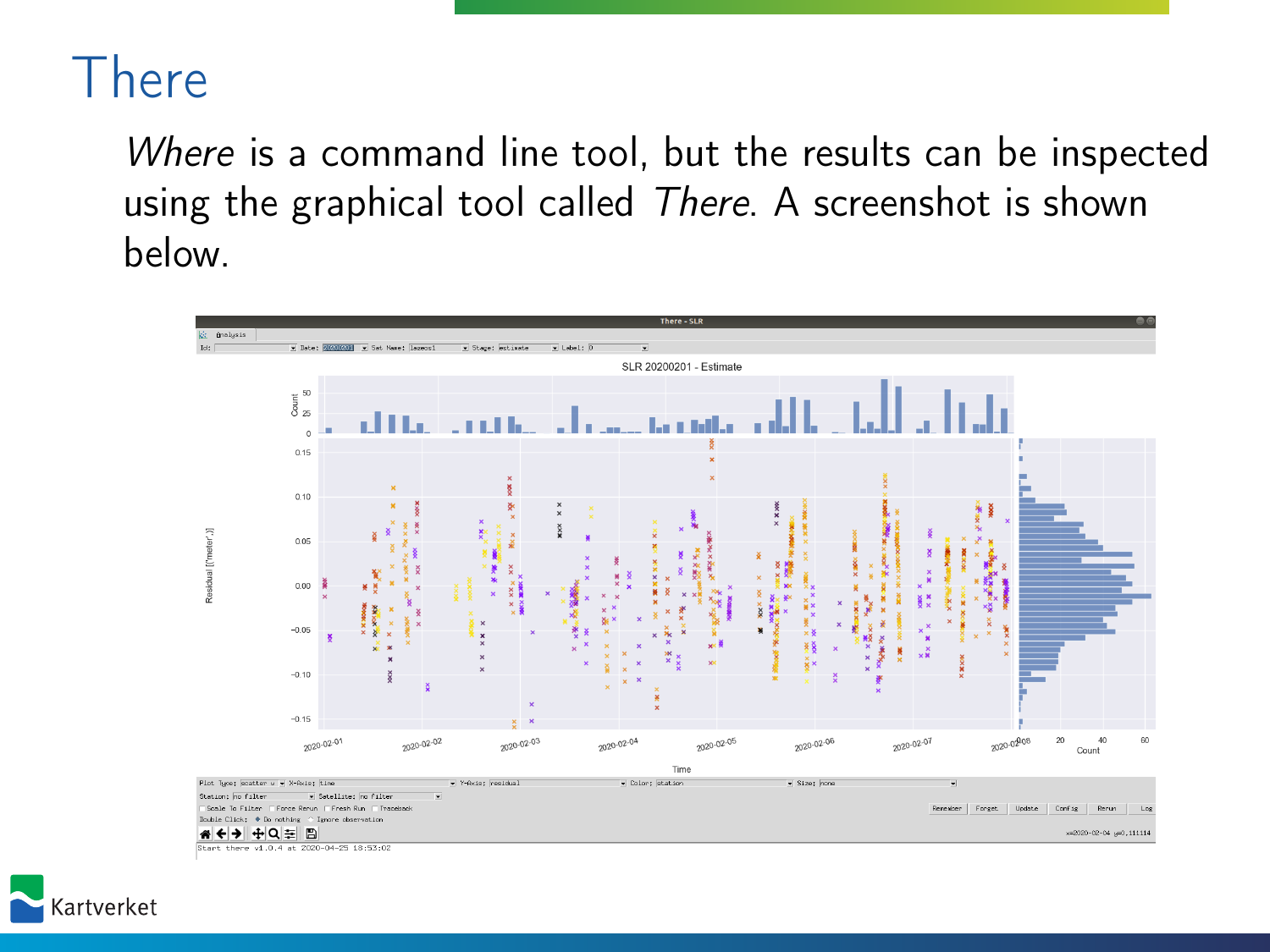# There

*Where* is a command line tool, but the results can be inspected using the graphical tool called *There*. A screenshot is shown below.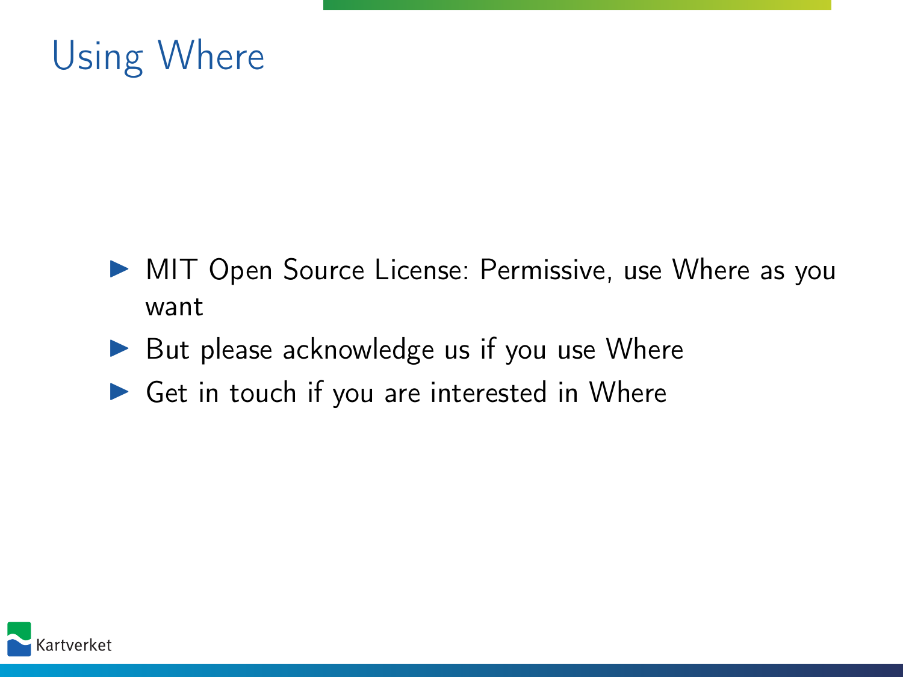# Using Where

- MIT Open Source License: Permissive, use Where as you want
- But please acknowledge us if you use Where
- Get in touch if you are interested in Where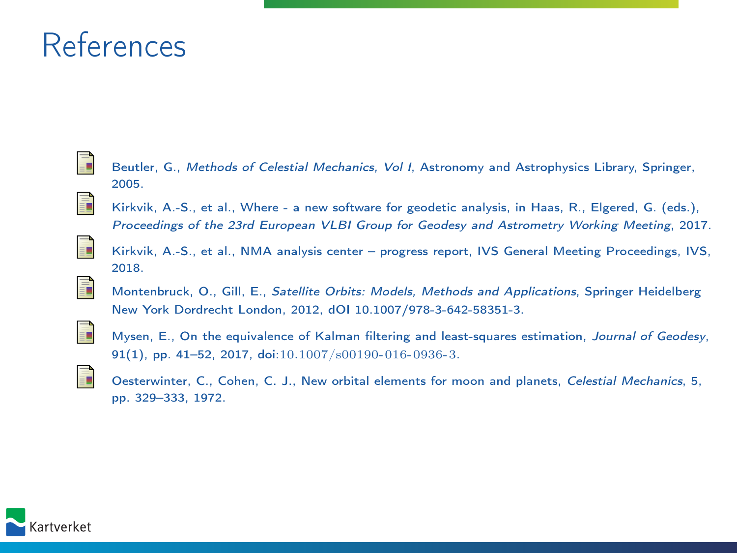# References

- Beutler, G., *Methods of Celestial Mechanics, Vol I*, Astronomy and Astrophysics Library, Springer, 2005.
- Kirkvik, A.-S., et al., Where - a new software for geodetic analysis, in Haas, R., Elgered, G. (eds.), *Proceedings of the 23rd European VLBI Group for Geodesy and Astrometry Working Meeting*, 2017.
- Kirkvik, A.-S., et al., NMA analysis center – progress report, IVS General Meeting Proceedings, IVS, 2018.
- Montenbruck, O., Gill, E., *Satellite Orbits: Models, Methods and Applications*, Springer Heidelberg New York Dordrecht London, 2012, dOI 10.1007/978-3-642-58351-3.
- Mysen, E., On the equivalence of Kalman filtering and least-squares estimation, *Journal of Geodesy*, 91(1), pp. 41–52, 2017, doi:10.1007/s00190-016-0936-3.
- Oesterwinter, C., Cohen, C. J., New orbital elements for moon and planets, *Celestial Mechanics*, 5, pp. 329–333, 1972.